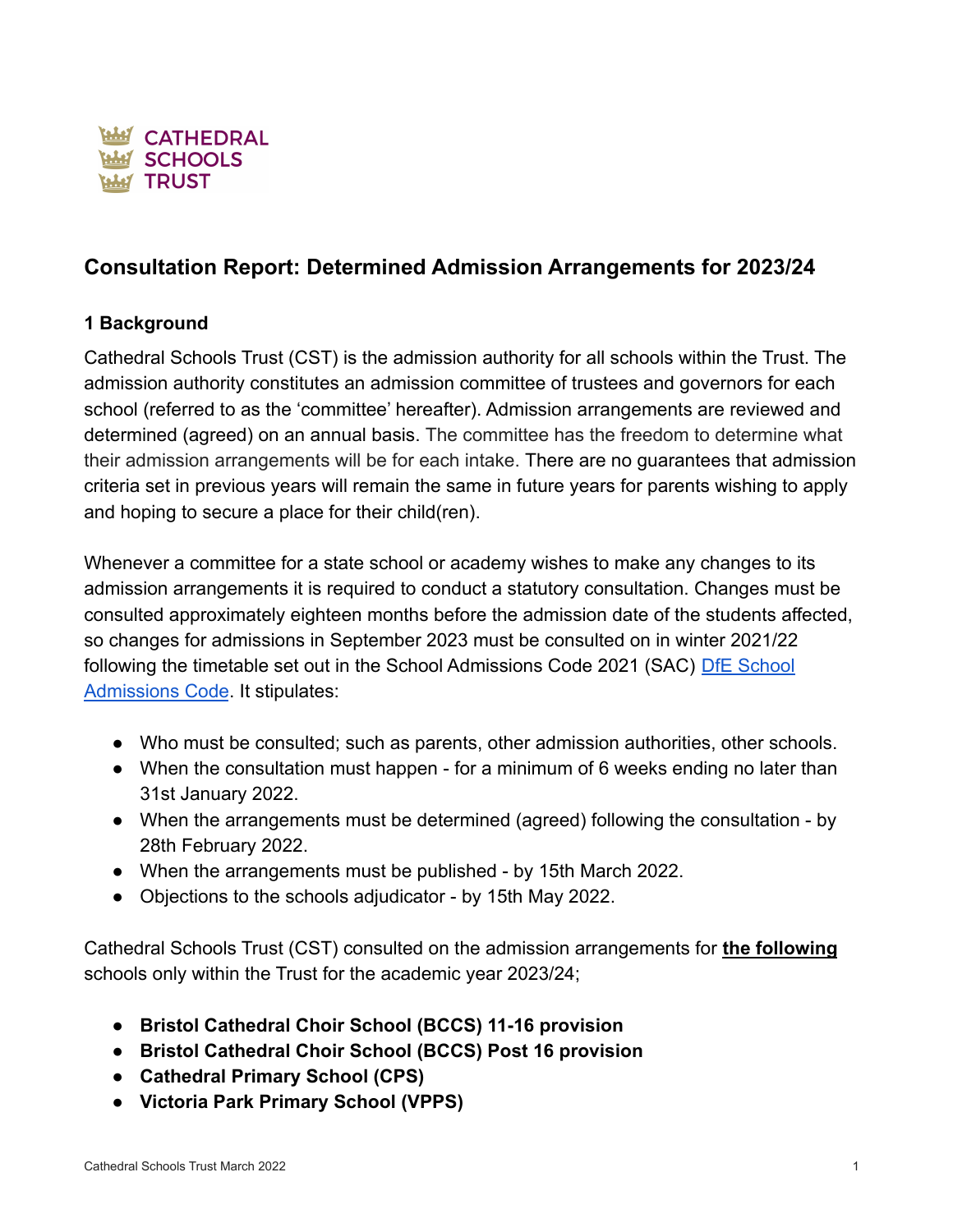CATHEDRAL SCHOOLS TRUST

## Consultation Report: Determined Admission Arrangements for 2023/24

### 1 Background

Cathedral Schools Trust (CST) is the admission authority for all schools within the Trust. The admission authority constitutes an admission committee of trustees and governors for each school (referred to as the 'committee' hereafter). Admission arrangements are reviewed and determined (agreed) on an annual basis. The committee has the freedom to determine what their admission arrangements will be for each intake. There are no guarantees that admission criteria set in previous years will remain the same in future years for parents wishing to apply and hoping to secure a place for their child(ren).

Whenever a committee for a state school or academy wishes to make any changes to its admission arrangements it is required to conduct a statutory consultation. Changes must be consulted approximately eighteen months before the admission date of the students affected, so changes for admissions in September 2023 must be consulted on in winter 2021/22 following the timetable set out in the School Admissions Code 2021 (SAC) [DfE School Admissions Code](). It stipulates:

- Who must be consulted; such as parents, other admission authorities, other schools.
- When the consultation must happen - for a minimum of 6 weeks ending no later than 31st January 2022.
- When the arrangements must be determined (agreed) following the consultation - by 28th February 2022.
- When the arrangements must be published - by 15th March 2022.
- Objections to the schools adjudicator - by 15th May 2022.

Cathedral Schools Trust (CST) consulted on the admission arrangements for **the following** schools only within the Trust for the academic year 2023/24;

- **Bristol Cathedral Choir School (BCCS) 11-16 provision**
- **Bristol Cathedral Choir School (BCCS) Post 16 provision**
- **Cathedral Primary School (CPS)**
- **Victoria Park Primary School (VPPS)**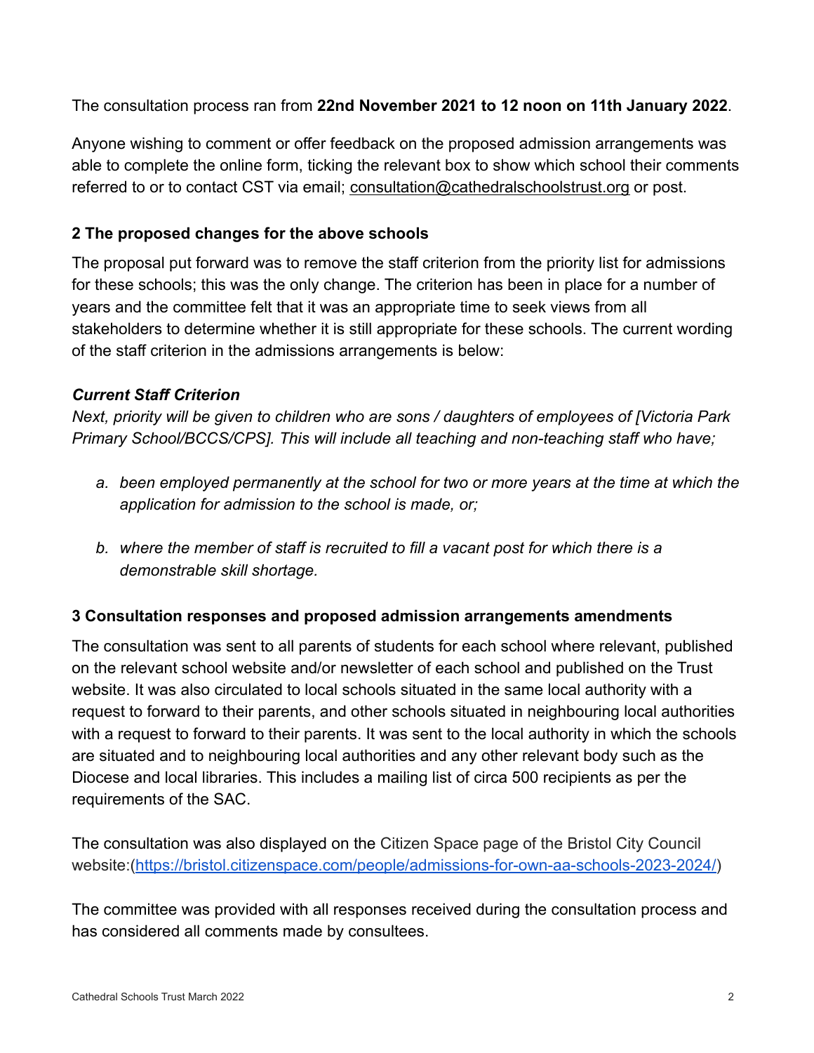The consultation process ran from **22nd November 2021 to 12 noon on 11th January 2022**.

Anyone wishing to comment or offer feedback on the proposed admission arrangements was able to complete the online form, ticking the relevant box to show which school their comments referred to or to contact CST via email; consultation@cathedralschoolstrust.org or post.

## 2 The proposed changes for the above schools

The proposal put forward was to remove the staff criterion from the priority list for admissions for these schools; this was the only change. The criterion has been in place for a number of years and the committee felt that it was an appropriate time to seek views from all stakeholders to determine whether it is still appropriate for these schools. The current wording of the staff criterion in the admissions arrangements is below:

### *Current Staff Criterion*

*Next, priority will be given to children who are sons / daughters of employees of [Victoria Park Primary School/BCCS/CPS]. This will include all teaching and non-teaching staff who have;*

a. *been employed permanently at the school for two or more years at the time at which the application for admission to the school is made, or;*

b. *where the member of staff is recruited to fill a vacant post for which there is a demonstrable skill shortage.*

## 3 Consultation responses and proposed admission arrangements amendments

The consultation was sent to all parents of students for each school where relevant, published on the relevant school website and/or newsletter of each school and published on the Trust website. It was also circulated to local schools situated in the same local authority with a request to forward to their parents, and other schools situated in neighbouring local authorities with a request to forward to their parents. It was sent to the local authority in which the schools are situated and to neighbouring local authorities and any other relevant body such as the Diocese and local libraries. This includes a mailing list of circa 500 recipients as per the requirements of the SAC.

The consultation was also displayed on the Citizen Space page of the Bristol City Council website:(https://bristol.citizenspace.com/people/admissions-for-own-aa-schools-2023-2024/)

The committee was provided with all responses received during the consultation process and has considered all comments made by consultees.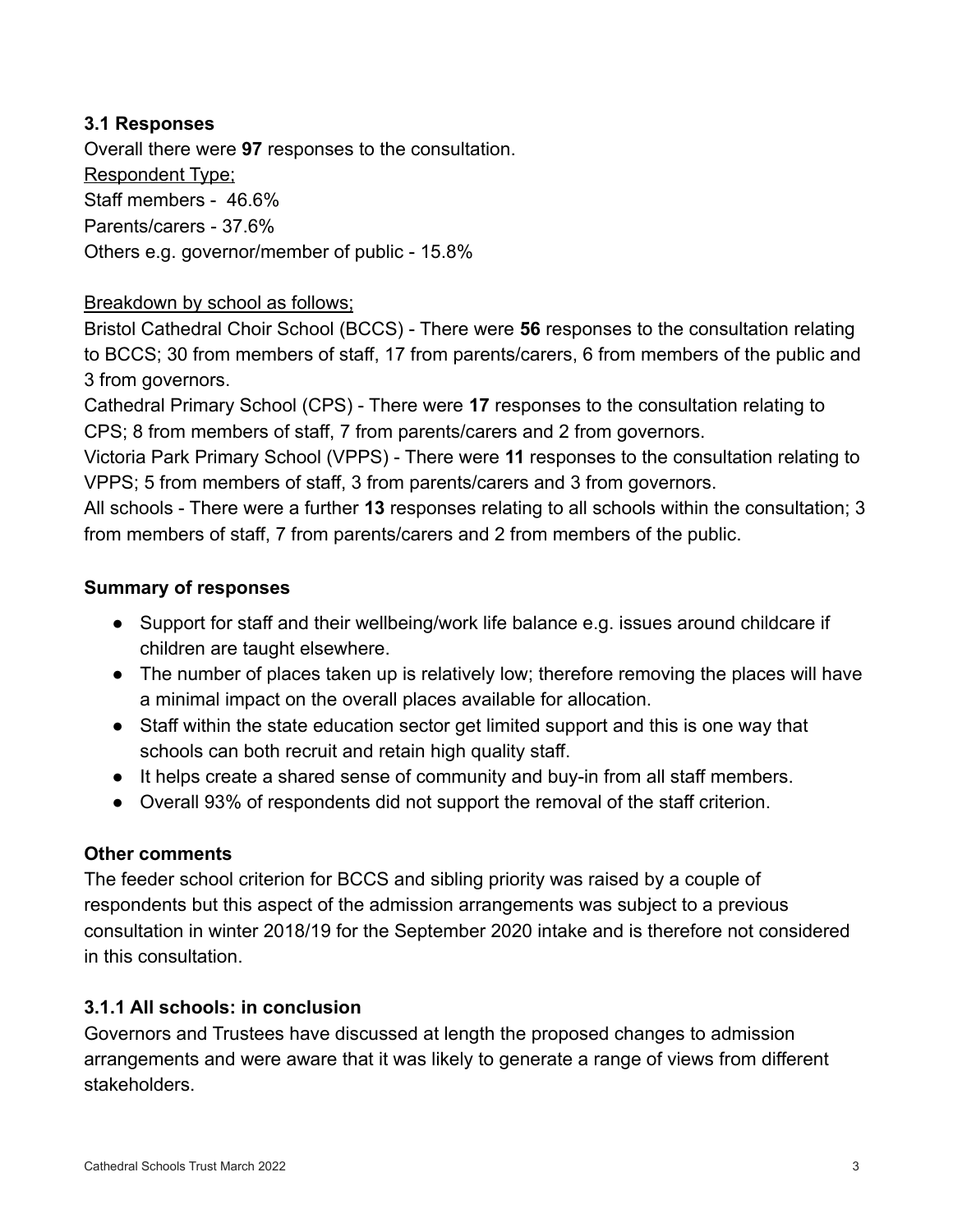### 3.1 Responses

Overall there were **97** responses to the consultation.

Respondent Type;

Staff members - 46.6%

Parents/carers - 37.6%

Others e.g. governor/member of public - 15.8%

Breakdown by school as follows;

Bristol Cathedral Choir School (BCCS) - There were **56** responses to the consultation relating to BCCS; 30 from members of staff, 17 from parents/carers, 6 from members of the public and 3 from governors.

Cathedral Primary School (CPS) - There were **17** responses to the consultation relating to CPS; 8 from members of staff, 7 from parents/carers and 2 from governors.

Victoria Park Primary School (VPPS) - There were **11** responses to the consultation relating to VPPS; 5 from members of staff, 3 from parents/carers and 3 from governors.

All schools - There were a further **13** responses relating to all schools within the consultation; 3 from members of staff, 7 from parents/carers and 2 from members of the public.

### Summary of responses

- Support for staff and their wellbeing/work life balance e.g. issues around childcare if children are taught elsewhere.
- The number of places taken up is relatively low; therefore removing the places will have a minimal impact on the overall places available for allocation.
- Staff within the state education sector get limited support and this is one way that schools can both recruit and retain high quality staff.
- It helps create a shared sense of community and buy-in from all staff members.
- Overall 93% of respondents did not support the removal of the staff criterion.

### Other comments

The feeder school criterion for BCCS and sibling priority was raised by a couple of respondents but this aspect of the admission arrangements was subject to a previous consultation in winter 2018/19 for the September 2020 intake and is therefore not considered in this consultation.

### 3.1.1 All schools: in conclusion

Governors and Trustees have discussed at length the proposed changes to admission arrangements and were aware that it was likely to generate a range of views from different stakeholders.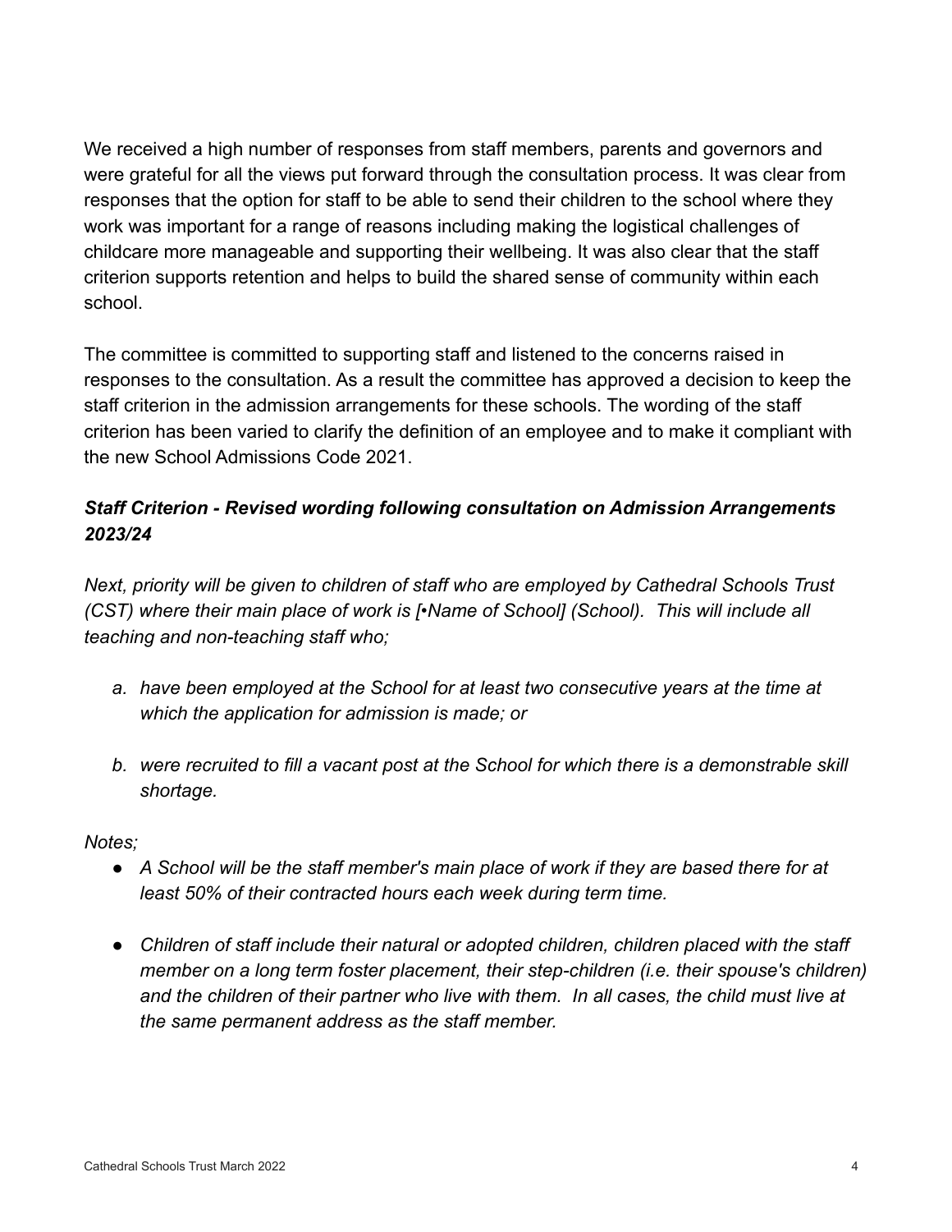We received a high number of responses from staff members, parents and governors and were grateful for all the views put forward through the consultation process. It was clear from responses that the option for staff to be able to send their children to the school where they work was important for a range of reasons including making the logistical challenges of childcare more manageable and supporting their wellbeing. It was also clear that the staff criterion supports retention and helps to build the shared sense of community within each school.

The committee is committed to supporting staff and listened to the concerns raised in responses to the consultation. As a result the committee has approved a decision to keep the staff criterion in the admission arrangements for these schools. The wording of the staff criterion has been varied to clarify the definition of an employee and to make it compliant with the new School Admissions Code 2021.

***Staff Criterion - Revised wording following consultation on Admission Arrangements 2023/24***

*Next, priority will be given to children of staff who are employed by Cathedral Schools Trust (CST) where their main place of work is [•Name of School] (School). This will include all teaching and non-teaching staff who;*

*a. have been employed at the School for at least two consecutive years at the time at which the application for admission is made; or*

*b. were recruited to fill a vacant post at the School for which there is a demonstrable skill shortage.*

*Notes;*

- *A School will be the staff member's main place of work if they are based there for at least 50% of their contracted hours each week during term time.*
- *Children of staff include their natural or adopted children, children placed with the staff member on a long term foster placement, their step-children (i.e. their spouse's children) and the children of their partner who live with them. In all cases, the child must live at the same permanent address as the staff member.*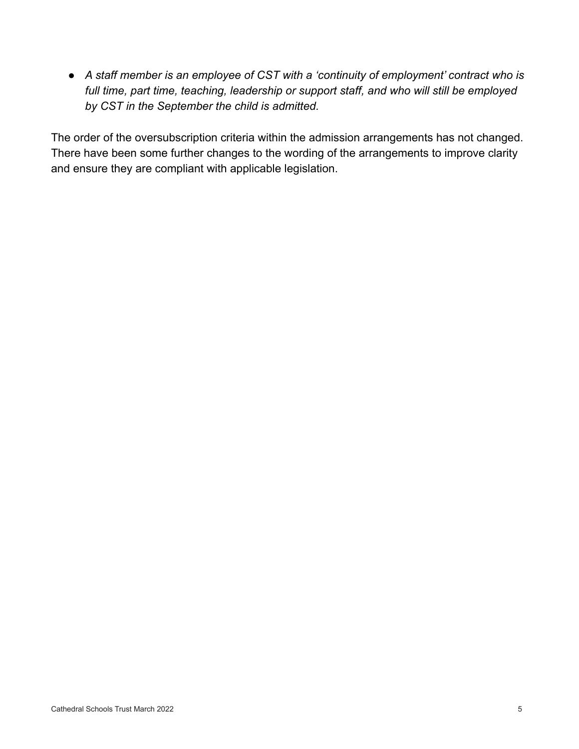- *A staff member is an employee of CST with a 'continuity of employment' contract who is full time, part time, teaching, leadership or support staff, and who will still be employed by CST in the September the child is admitted.*

The order of the oversubscription criteria within the admission arrangements has not changed. There have been some further changes to the wording of the arrangements to improve clarity and ensure they are compliant with applicable legislation.